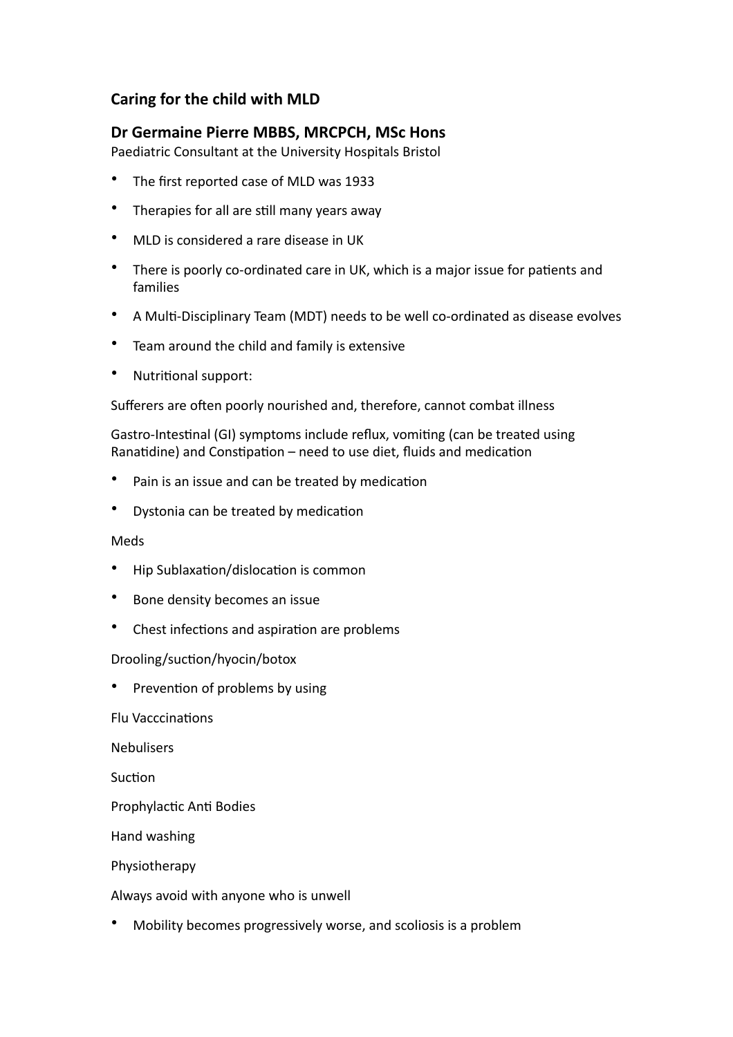## Caring for the child with MLD

## Dr Germaine Pierre MBBS, MRCPCH, MSc Hons

Paediatric Consultant at the University Hospitals Bristol

- The first reported case of MLD was 1933
- Therapies for all are still many years away
- MLD is considered a rare disease in UK
- There is poorly co-ordinated care in UK, which is a major issue for patients and families
- A Multi-Disciplinary Team (MDT) needs to be well co-ordinated as disease evolves
- Team around the child and family is extensive
- Nutritional support:

Sufferers are often poorly nourished and, therefore, cannot combat illness

Gastro-Intestinal (GI) symptoms include reflux, vomiting (can be treated using Ranatidine) and Constipation – need to use diet, fluids and medication

- Pain is an issue and can be treated by medication
- Dystonia can be treated by medication

Meds

- Hip Sublaxation/dislocation is common
- Bone density becomes an issue
- Chest infections and aspiration are problems

Drooling/suction/hyocin/botox

- Prevention of problems by using

Flu Vacccinations

Nebulisers

Suction

Prophylactic Anti Bodies

Hand washing

Physiotherapy

Always avoid with anyone who is unwell

- Mobility becomes progressively worse, and scoliosis is a problem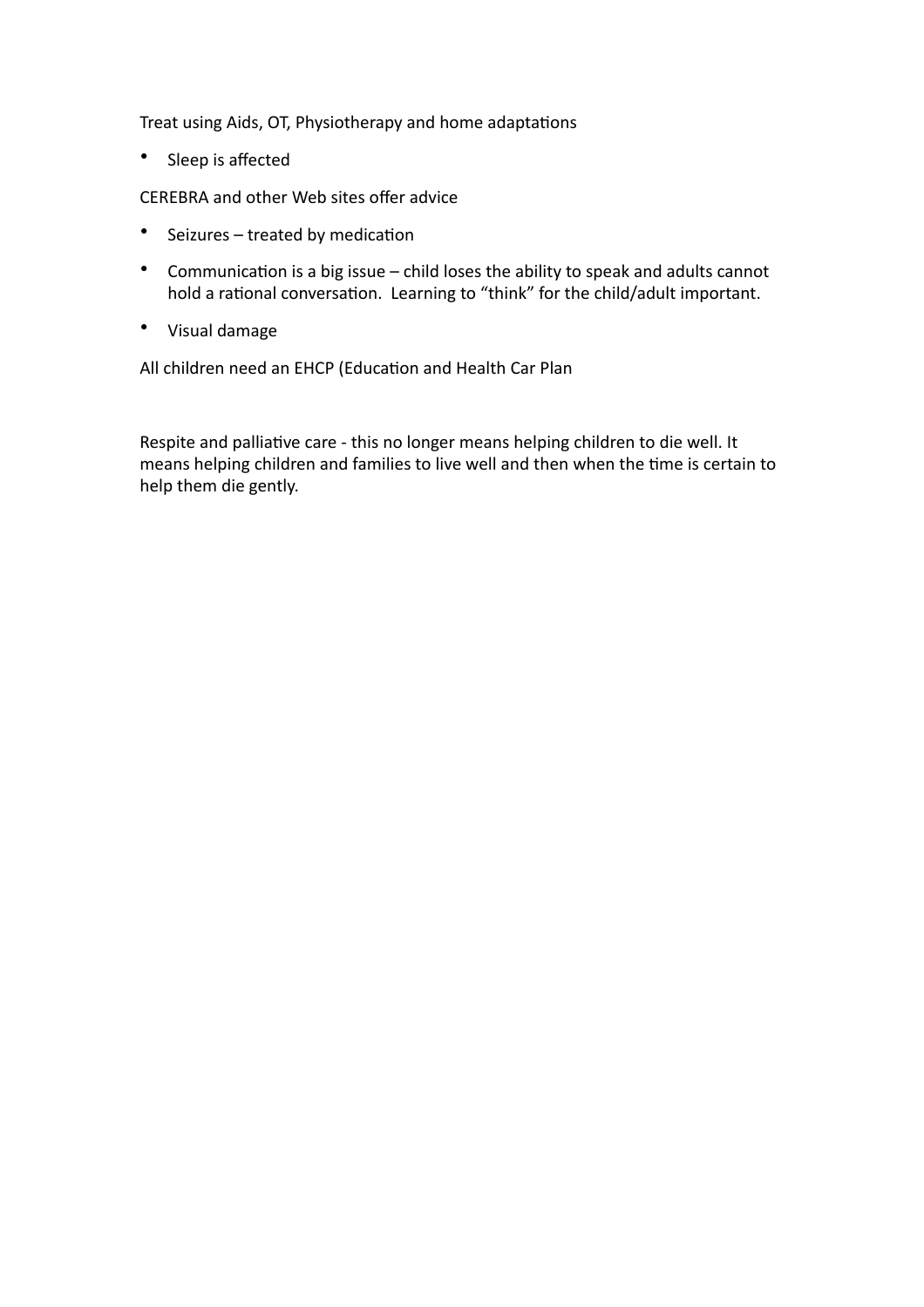Treat using Aids, OT, Physiotherapy and home adaptations

- Sleep is affected

CEREBRA and other Web sites offer advice

- Seizures – treated by medication
- Communication is a big issue – child loses the ability to speak and adults cannot hold a rational conversation. Learning to "think" for the child/adult important.
- Visual damage

All children need an EHCP (Education and Health Car Plan

Respite and palliative care - this no longer means helping children to die well. It means helping children and families to live well and then when the time is certain to help them die gently.